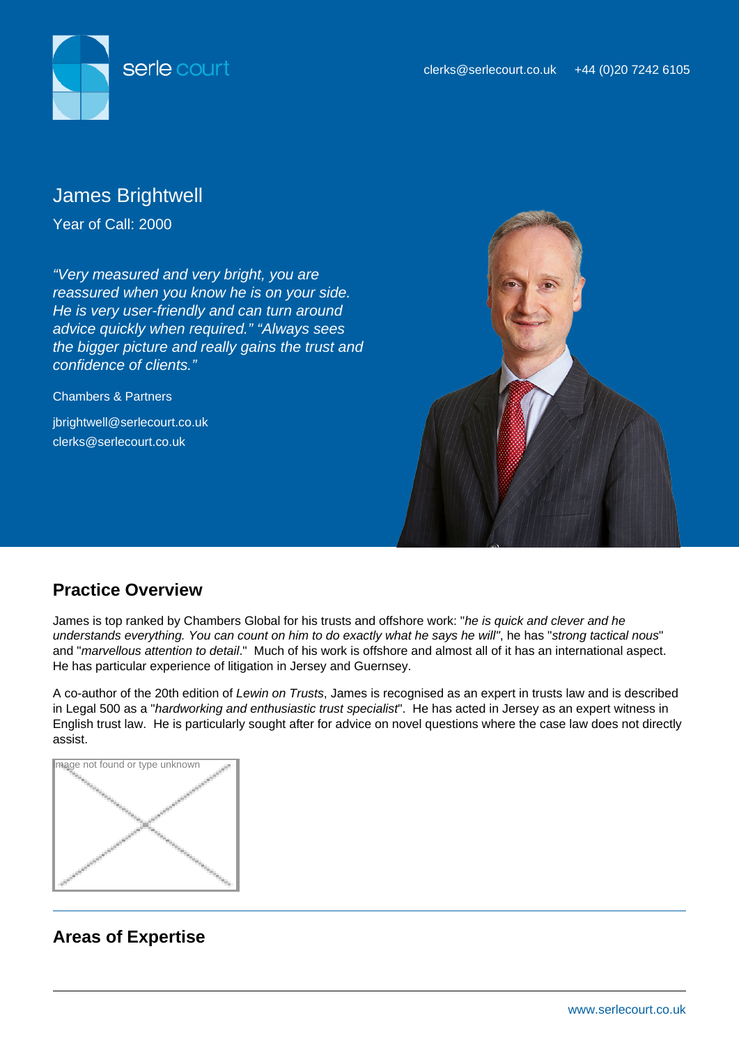serle court

clerks@serlecourt.co.uk +44 (0)20 7242 6105

# James Brightwell

Year of Call: 2000

*"Very measured and very bright, you are reassured when you know he is on your side. He is very user-friendly and can turn around advice quickly when required." "Always sees the bigger picture and really gains the trust and confidence of clients."*

Chambers & Partners

jbrightwell@serlecourt.co.uk
clerks@serlecourt.co.uk

## Practice Overview

James is top ranked by Chambers Global for his trusts and offshore work: "*he is quick and clever and he understands everything. You can count on him to do exactly what he says he will*", he has "*strong tactical nous*" and "*marvellous attention to detail*." Much of his work is offshore and almost all of it has an international aspect. He has particular experience of litigation in Jersey and Guernsey.

A co-author of the 20th edition of *Lewin on Trusts*, James is recognised as an expert in trusts law and is described in Legal 500 as a "*hardworking and enthusiastic trust specialist*". He has acted in Jersey as an expert witness in English trust law. He is particularly sought after for advice on novel questions where the case law does not directly assist.

Image not found or type unknown

## Areas of Expertise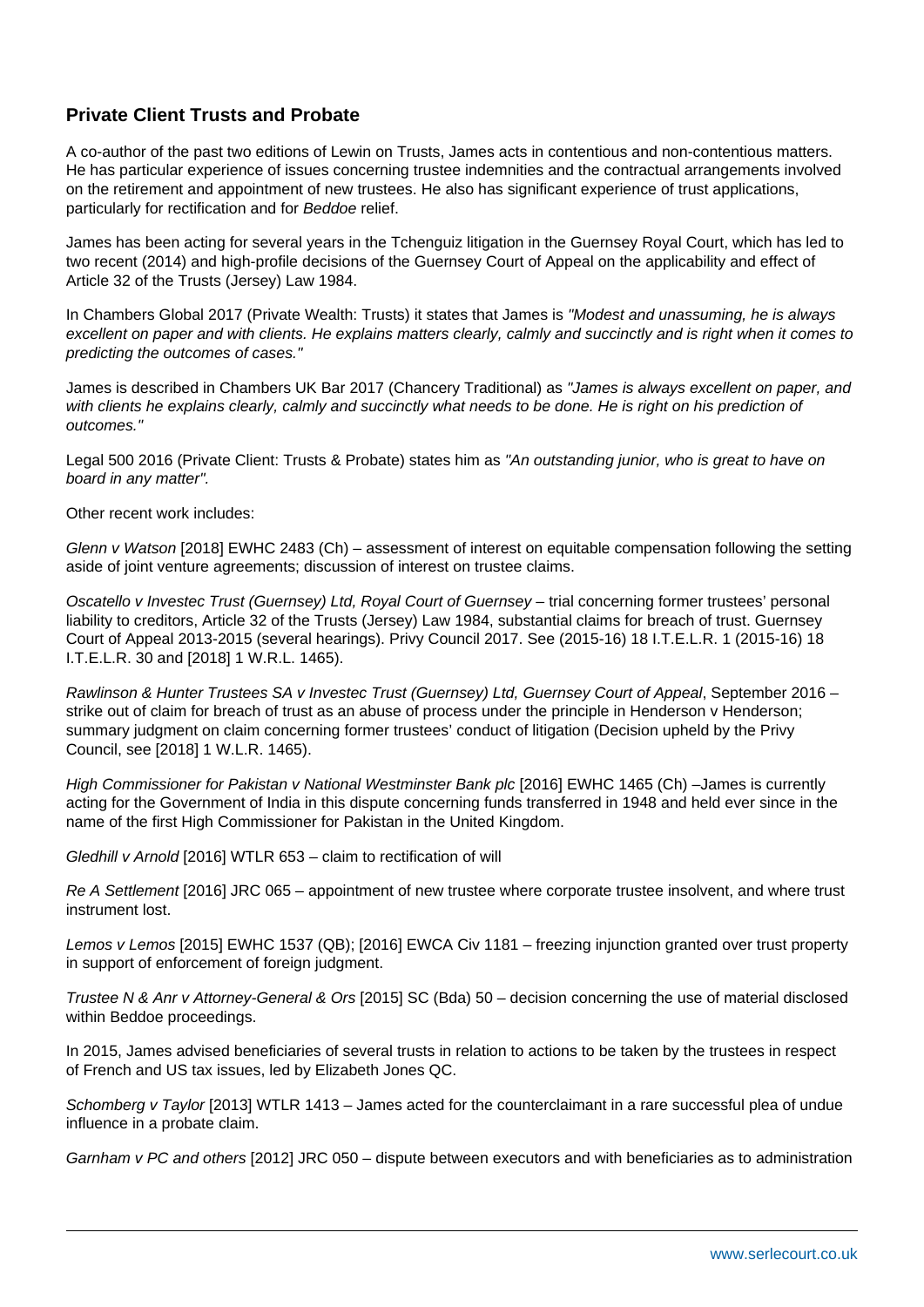## Private Client Trusts and Probate

A co-author of the past two editions of Lewin on Trusts, James acts in contentious and non-contentious matters. He has particular experience of issues concerning trustee indemnities and the contractual arrangements involved on the retirement and appointment of new trustees. He also has significant experience of trust applications, particularly for rectification and for *Beddoe* relief.

James has been acting for several years in the Tchenguiz litigation in the Guernsey Royal Court, which has led to two recent (2014) and high-profile decisions of the Guernsey Court of Appeal on the applicability and effect of Article 32 of the Trusts (Jersey) Law 1984.

In Chambers Global 2017 (Private Wealth: Trusts) it states that James is *"Modest and unassuming, he is always excellent on paper and with clients. He explains matters clearly, calmly and succinctly and is right when it comes to predicting the outcomes of cases."*

James is described in Chambers UK Bar 2017 (Chancery Traditional) as *"James is always excellent on paper, and with clients he explains clearly, calmly and succinctly what needs to be done. He is right on his prediction of outcomes."*

Legal 500 2016 (Private Client: Trusts & Probate) states him as *"An outstanding junior, who is great to have on board in any matter".*

Other recent work includes:

*Glenn v Watson* [2018] EWHC 2483 (Ch) – assessment of interest on equitable compensation following the setting aside of joint venture agreements; discussion of interest on trustee claims.

*Oscatello v Investec Trust (Guernsey) Ltd, Royal Court of Guernsey* – trial concerning former trustees' personal liability to creditors, Article 32 of the Trusts (Jersey) Law 1984, substantial claims for breach of trust. Guernsey Court of Appeal 2013-2015 (several hearings). Privy Council 2017. See (2015-16) 18 I.T.E.L.R. 1 (2015-16) 18 I.T.E.L.R. 30 and [2018] 1 W.R.L. 1465).

*Rawlinson & Hunter Trustees SA v Investec Trust (Guernsey) Ltd, Guernsey Court of Appeal*, September 2016 – strike out of claim for breach of trust as an abuse of process under the principle in Henderson v Henderson; summary judgment on claim concerning former trustees' conduct of litigation (Decision upheld by the Privy Council, see [2018] 1 W.L.R. 1465).

*High Commissioner for Pakistan v National Westminster Bank plc* [2016] EWHC 1465 (Ch) –James is currently acting for the Government of India in this dispute concerning funds transferred in 1948 and held ever since in the name of the first High Commissioner for Pakistan in the United Kingdom.

*Gledhill v Arnold* [2016] WTLR 653 – claim to rectification of will

*Re A Settlement* [2016] JRC 065 – appointment of new trustee where corporate trustee insolvent, and where trust instrument lost.

*Lemos v Lemos* [2015] EWHC 1537 (QB); [2016] EWCA Civ 1181 – freezing injunction granted over trust property in support of enforcement of foreign judgment.

*Trustee N & Anr v Attorney-General & Ors* [2015] SC (Bda) 50 – decision concerning the use of material disclosed within Beddoe proceedings.

In 2015, James advised beneficiaries of several trusts in relation to actions to be taken by the trustees in respect of French and US tax issues, led by Elizabeth Jones QC.

*Schomberg v Taylor* [2013] WTLR 1413 – James acted for the counterclaimant in a rare successful plea of undue influence in a probate claim.

*Garnham v PC and others* [2012] JRC 050 – dispute between executors and with beneficiaries as to administration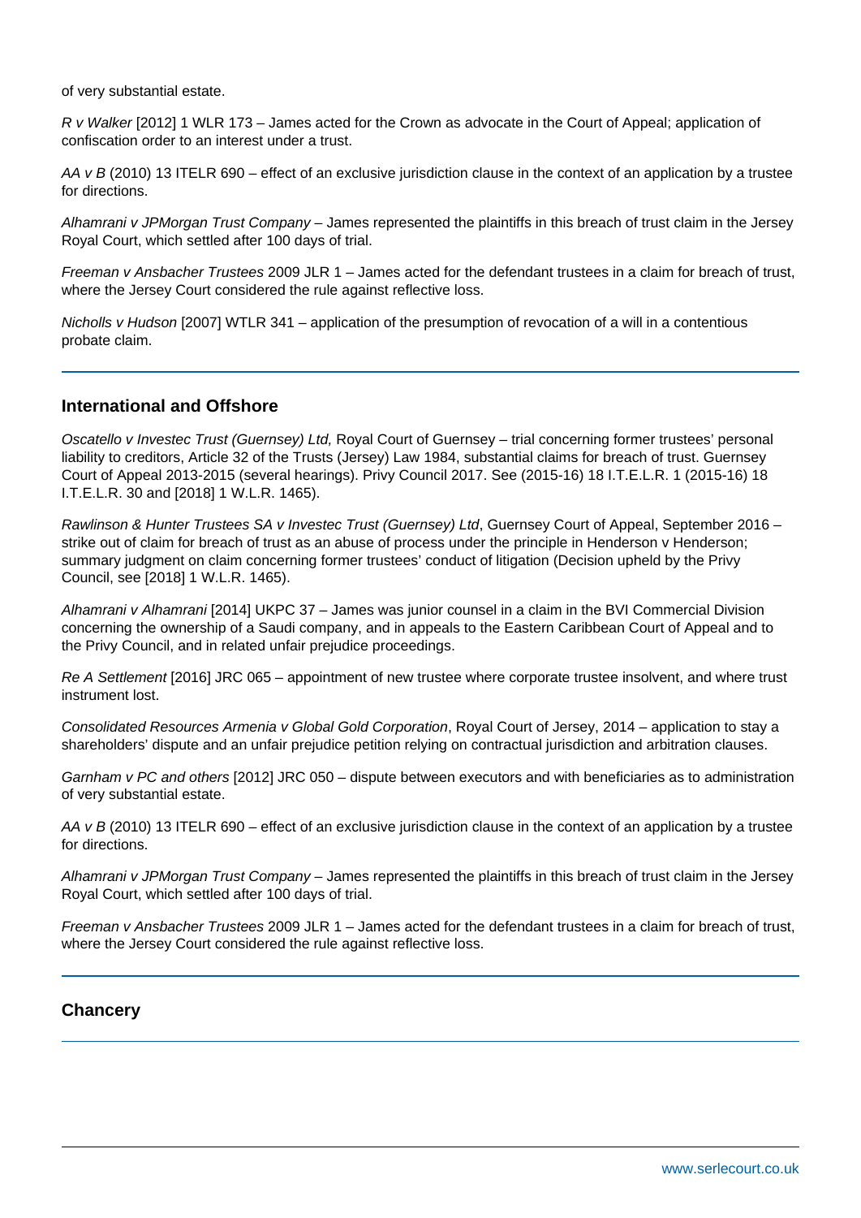of very substantial estate.

*R v Walker* [2012] 1 WLR 173 – James acted for the Crown as advocate in the Court of Appeal; application of confiscation order to an interest under a trust.

*AA v B* (2010) 13 ITELR 690 – effect of an exclusive jurisdiction clause in the context of an application by a trustee for directions.

*Alhamrani v JPMorgan Trust Company* – James represented the plaintiffs in this breach of trust claim in the Jersey Royal Court, which settled after 100 days of trial.

*Freeman v Ansbacher Trustees* 2009 JLR 1 – James acted for the defendant trustees in a claim for breach of trust, where the Jersey Court considered the rule against reflective loss.

*Nicholls v Hudson* [2007] WTLR 341 – application of the presumption of revocation of a will in a contentious probate claim.

## International and Offshore

*Oscatello v Investec Trust (Guernsey) Ltd,* Royal Court of Guernsey – trial concerning former trustees' personal liability to creditors, Article 32 of the Trusts (Jersey) Law 1984, substantial claims for breach of trust. Guernsey Court of Appeal 2013-2015 (several hearings). Privy Council 2017. See (2015-16) 18 I.T.E.L.R. 1 (2015-16) 18 I.T.E.L.R. 30 and [2018] 1 W.L.R. 1465).

*Rawlinson & Hunter Trustees SA v Investec Trust (Guernsey) Ltd*, Guernsey Court of Appeal, September 2016 – strike out of claim for breach of trust as an abuse of process under the principle in Henderson v Henderson; summary judgment on claim concerning former trustees' conduct of litigation (Decision upheld by the Privy Council, see [2018] 1 W.L.R. 1465).

*Alhamrani v Alhamrani* [2014] UKPC 37 – James was junior counsel in a claim in the BVI Commercial Division concerning the ownership of a Saudi company, and in appeals to the Eastern Caribbean Court of Appeal and to the Privy Council, and in related unfair prejudice proceedings.

*Re A Settlement* [2016] JRC 065 – appointment of new trustee where corporate trustee insolvent, and where trust instrument lost.

*Consolidated Resources Armenia v Global Gold Corporation*, Royal Court of Jersey, 2014 – application to stay a shareholders' dispute and an unfair prejudice petition relying on contractual jurisdiction and arbitration clauses.

*Garnham v PC and others* [2012] JRC 050 – dispute between executors and with beneficiaries as to administration of very substantial estate.

*AA v B* (2010) 13 ITELR 690 – effect of an exclusive jurisdiction clause in the context of an application by a trustee for directions.

*Alhamrani v JPMorgan Trust Company* – James represented the plaintiffs in this breach of trust claim in the Jersey Royal Court, which settled after 100 days of trial.

*Freeman v Ansbacher Trustees* 2009 JLR 1 – James acted for the defendant trustees in a claim for breach of trust, where the Jersey Court considered the rule against reflective loss.

## Chancery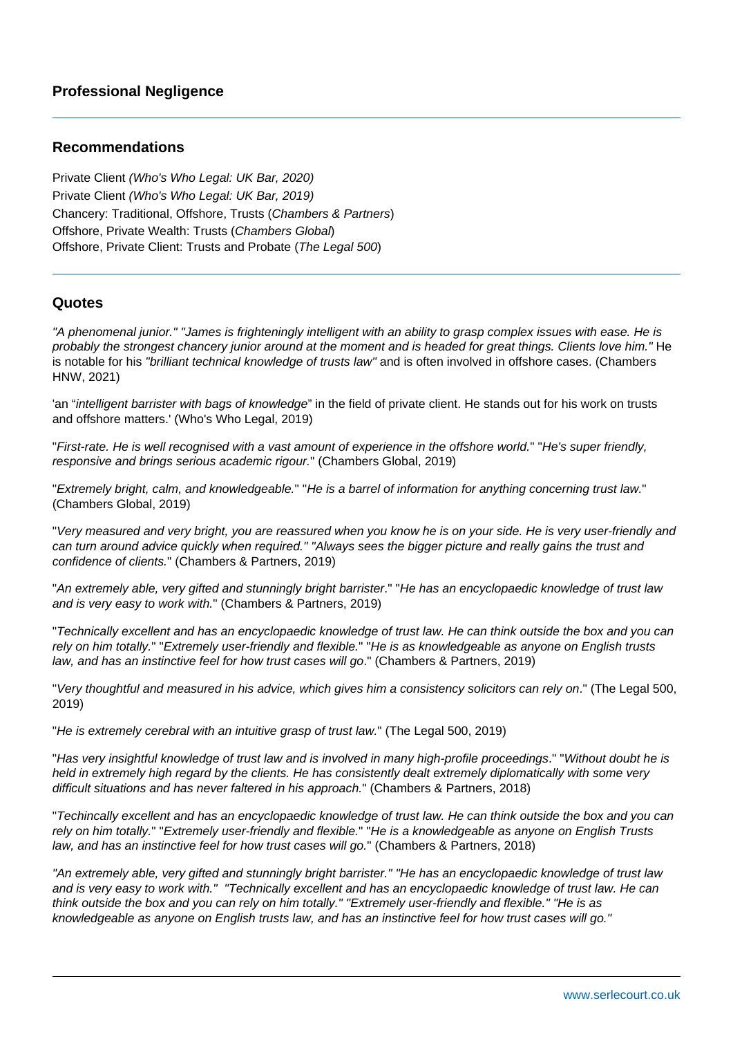### Professional Negligence

---

### Recommendations

Private Client *(Who's Who Legal: UK Bar, 2020)*
Private Client *(Who's Who Legal: UK Bar, 2019)*
Chancery: Traditional, Offshore, Trusts (*Chambers & Partners*)
Offshore, Private Wealth: Trusts (*Chambers Global*)
Offshore, Private Client: Trusts and Probate (*The Legal 500*)

---

### Quotes

*"A phenomenal junior." "James is frighteningly intelligent with an ability to grasp complex issues with ease. He is probably the strongest chancery junior around at the moment and is headed for great things. Clients love him."* He is notable for his *"brilliant technical knowledge of trusts law"* and is often involved in offshore cases. (Chambers HNW, 2021)

'an "*intelligent barrister with bags of knowledge*" in the field of private client. He stands out for his work on trusts and offshore matters.' (Who's Who Legal, 2019)

"*First-rate. He is well recognised with a vast amount of experience in the offshore world.*" "*He's super friendly, responsive and brings serious academic rigour.*" (Chambers Global, 2019)

"*Extremely bright, calm, and knowledgeable.*" "*He is a barrel of information for anything concerning trust law.*" (Chambers Global, 2019)

"*Very measured and very bright, you are reassured when you know he is on your side. He is very user-friendly and can turn around advice quickly when required." "Always sees the bigger picture and really gains the trust and confidence of clients.*" (Chambers & Partners, 2019)

"*An extremely able, very gifted and stunningly bright barrister*." "*He has an encyclopaedic knowledge of trust law and is very easy to work with.*" (Chambers & Partners, 2019)

"*Technically excellent and has an encyclopaedic knowledge of trust law. He can think outside the box and you can rely on him totally.*" "*Extremely user-friendly and flexible.*" "*He is as knowledgeable as anyone on English trusts law, and has an instinctive feel for how trust cases will go*." (Chambers & Partners, 2019)

"*Very thoughtful and measured in his advice, which gives him a consistency solicitors can rely on*." (The Legal 500, 2019)

"*He is extremely cerebral with an intuitive grasp of trust law.*" (The Legal 500, 2019)

"*Has very insightful knowledge of trust law and is involved in many high-profile proceedings*." "*Without doubt he is held in extremely high regard by the clients. He has consistently dealt extremely diplomatically with some very difficult situations and has never faltered in his approach.*" (Chambers & Partners, 2018)

"*Techincally excellent and has an encyclopaedic knowledge of trust law. He can think outside the box and you can rely on him totally.*" "*Extremely user-friendly and flexible.*" "*He is a knowledgeable as anyone on English Trusts law, and has an instinctive feel for how trust cases will go.*" (Chambers & Partners, 2018)

*"An extremely able, very gifted and stunningly bright barrister." "He has an encyclopaedic knowledge of trust law and is very easy to work with." "Technically excellent and has an encyclopaedic knowledge of trust law. He can think outside the box and you can rely on him totally." "Extremely user-friendly and flexible." "He is as knowledgeable as anyone on English trusts law, and has an instinctive feel for how trust cases will go."*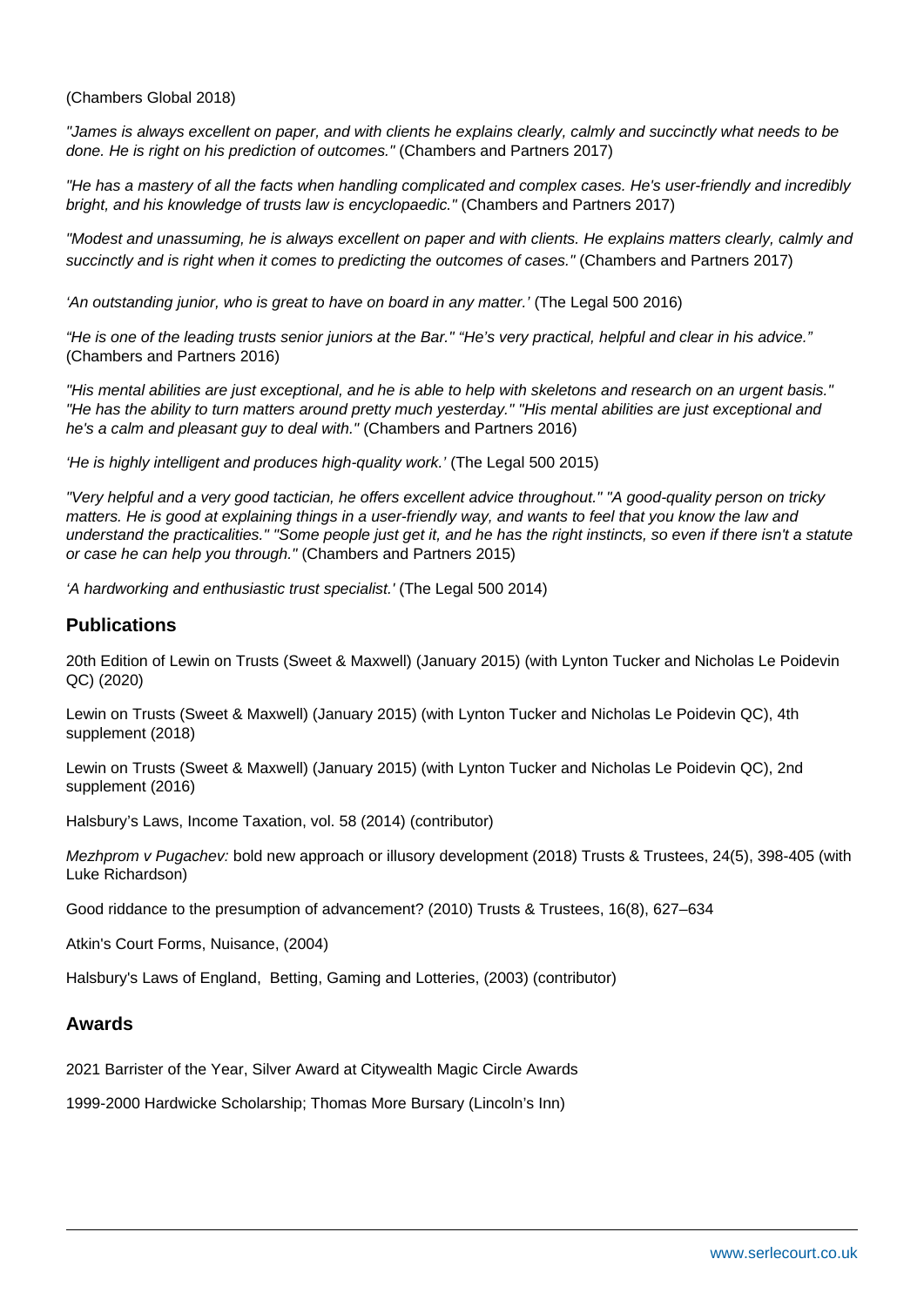(Chambers Global 2018)

*"James is always excellent on paper, and with clients he explains clearly, calmly and succinctly what needs to be done. He is right on his prediction of outcomes."* (Chambers and Partners 2017)

*"He has a mastery of all the facts when handling complicated and complex cases. He's user-friendly and incredibly bright, and his knowledge of trusts law is encyclopaedic."* (Chambers and Partners 2017)

*"Modest and unassuming, he is always excellent on paper and with clients. He explains matters clearly, calmly and succinctly and is right when it comes to predicting the outcomes of cases."* (Chambers and Partners 2017)

*'An outstanding junior, who is great to have on board in any matter.'* (The Legal 500 2016)

*"He is one of the leading trusts senior juniors at the Bar." "He's very practical, helpful and clear in his advice."* (Chambers and Partners 2016)

*"His mental abilities are just exceptional, and he is able to help with skeletons and research on an urgent basis." "He has the ability to turn matters around pretty much yesterday." "His mental abilities are just exceptional and he's a calm and pleasant guy to deal with."* (Chambers and Partners 2016)

*'He is highly intelligent and produces high-quality work.'* (The Legal 500 2015)

*"Very helpful and a very good tactician, he offers excellent advice throughout." "A good-quality person on tricky matters. He is good at explaining things in a user-friendly way, and wants to feel that you know the law and understand the practicalities." "Some people just get it, and he has the right instincts, so even if there isn't a statute or case he can help you through."* (Chambers and Partners 2015)

*'A hardworking and enthusiastic trust specialist.'* (The Legal 500 2014)

## Publications

20th Edition of Lewin on Trusts (Sweet & Maxwell) (January 2015) (with Lynton Tucker and Nicholas Le Poidevin QC) (2020)

Lewin on Trusts (Sweet & Maxwell) (January 2015) (with Lynton Tucker and Nicholas Le Poidevin QC), 4th supplement (2018)

Lewin on Trusts (Sweet & Maxwell) (January 2015) (with Lynton Tucker and Nicholas Le Poidevin QC), 2nd supplement (2016)

Halsbury's Laws, Income Taxation, vol. 58 (2014) (contributor)

*Mezhprom v Pugachev:* bold new approach or illusory development (2018) Trusts & Trustees, 24(5), 398-405 (with Luke Richardson)

Good riddance to the presumption of advancement? (2010) Trusts & Trustees, 16(8), 627–634

Atkin's Court Forms, Nuisance, (2004)

Halsbury's Laws of England, Betting, Gaming and Lotteries, (2003) (contributor)

## Awards

2021 Barrister of the Year, Silver Award at Citywealth Magic Circle Awards

1999-2000 Hardwicke Scholarship; Thomas More Bursary (Lincoln's Inn)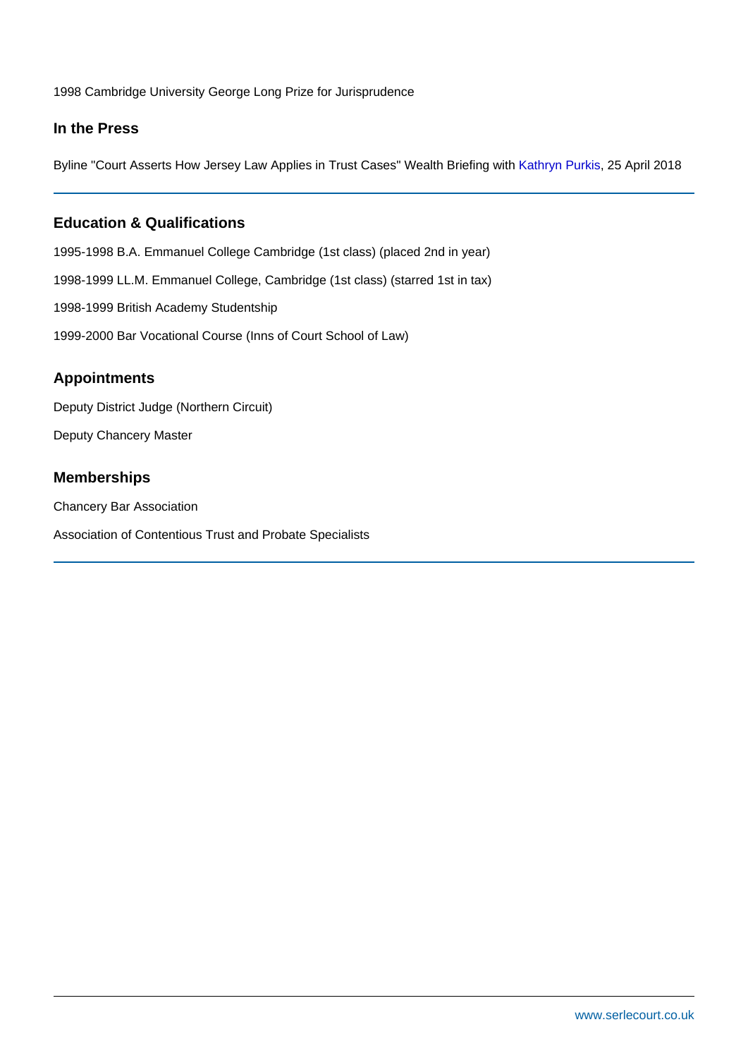1998 Cambridge University George Long Prize for Jurisprudence

## In the Press

Byline "Court Asserts How Jersey Law Applies in Trust Cases" Wealth Briefing with Kathryn Purkis, 25 April 2018

---

## Education & Qualifications

1995-1998 B.A. Emmanuel College Cambridge (1st class) (placed 2nd in year)

1998-1999 LL.M. Emmanuel College, Cambridge (1st class) (starred 1st in tax)

1998-1999 British Academy Studentship

1999-2000 Bar Vocational Course (Inns of Court School of Law)

## Appointments

Deputy District Judge (Northern Circuit)

Deputy Chancery Master

## Memberships

Chancery Bar Association

Association of Contentious Trust and Probate Specialists

---